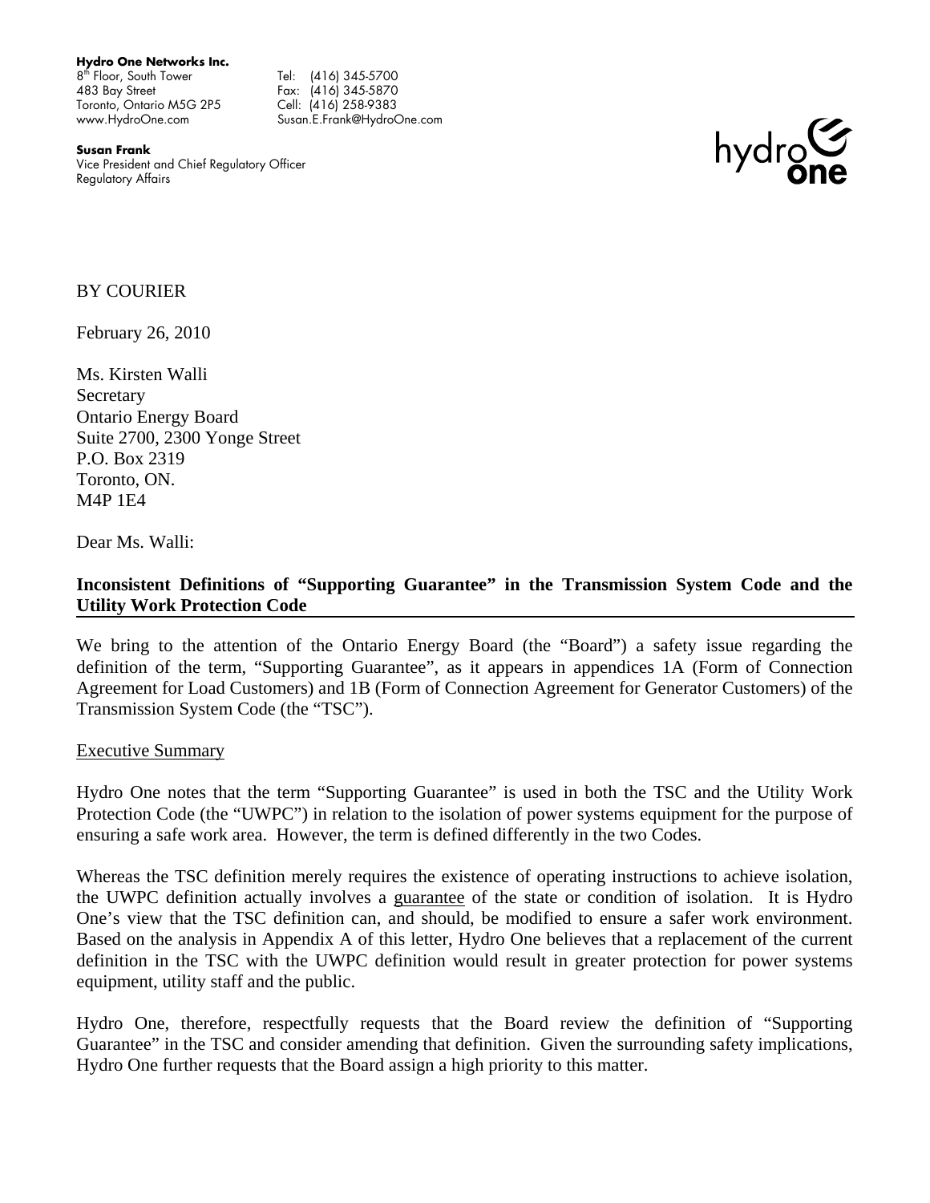**Hydro One Networks Inc.**
8th Floor, South Tower
483 Bay Street
Toronto, Ontario M5G 2P5
www.HydroOne.com

Tel: (416) 345-5700
Fax: (416) 345-5870
Cell: (416) 258-9383
Susan.E.Frank@HydroOne.com

**Susan Frank**
Vice President and Chief Regulatory Officer
Regulatory Affairs

hydro one

BY COURIER

February 26, 2010

Ms. Kirsten Walli
Secretary
Ontario Energy Board
Suite 2700, 2300 Yonge Street
P.O. Box 2319
Toronto, ON.
M4P 1E4

Dear Ms. Walli:

**Inconsistent Definitions of "Supporting Guarantee" in the Transmission System Code and the Utility Work Protection Code**

We bring to the attention of the Ontario Energy Board (the "Board") a safety issue regarding the definition of the term, "Supporting Guarantee", as it appears in appendices 1A (Form of Connection Agreement for Load Customers) and 1B (Form of Connection Agreement for Generator Customers) of the Transmission System Code (the "TSC").

Executive Summary

Hydro One notes that the term "Supporting Guarantee" is used in both the TSC and the Utility Work Protection Code (the "UWPC") in relation to the isolation of power systems equipment for the purpose of ensuring a safe work area. However, the term is defined differently in the two Codes.

Whereas the TSC definition merely requires the existence of operating instructions to achieve isolation, the UWPC definition actually involves a guarantee of the state or condition of isolation. It is Hydro One's view that the TSC definition can, and should, be modified to ensure a safer work environment. Based on the analysis in Appendix A of this letter, Hydro One believes that a replacement of the current definition in the TSC with the UWPC definition would result in greater protection for power systems equipment, utility staff and the public.

Hydro One, therefore, respectfully requests that the Board review the definition of "Supporting Guarantee" in the TSC and consider amending that definition. Given the surrounding safety implications, Hydro One further requests that the Board assign a high priority to this matter.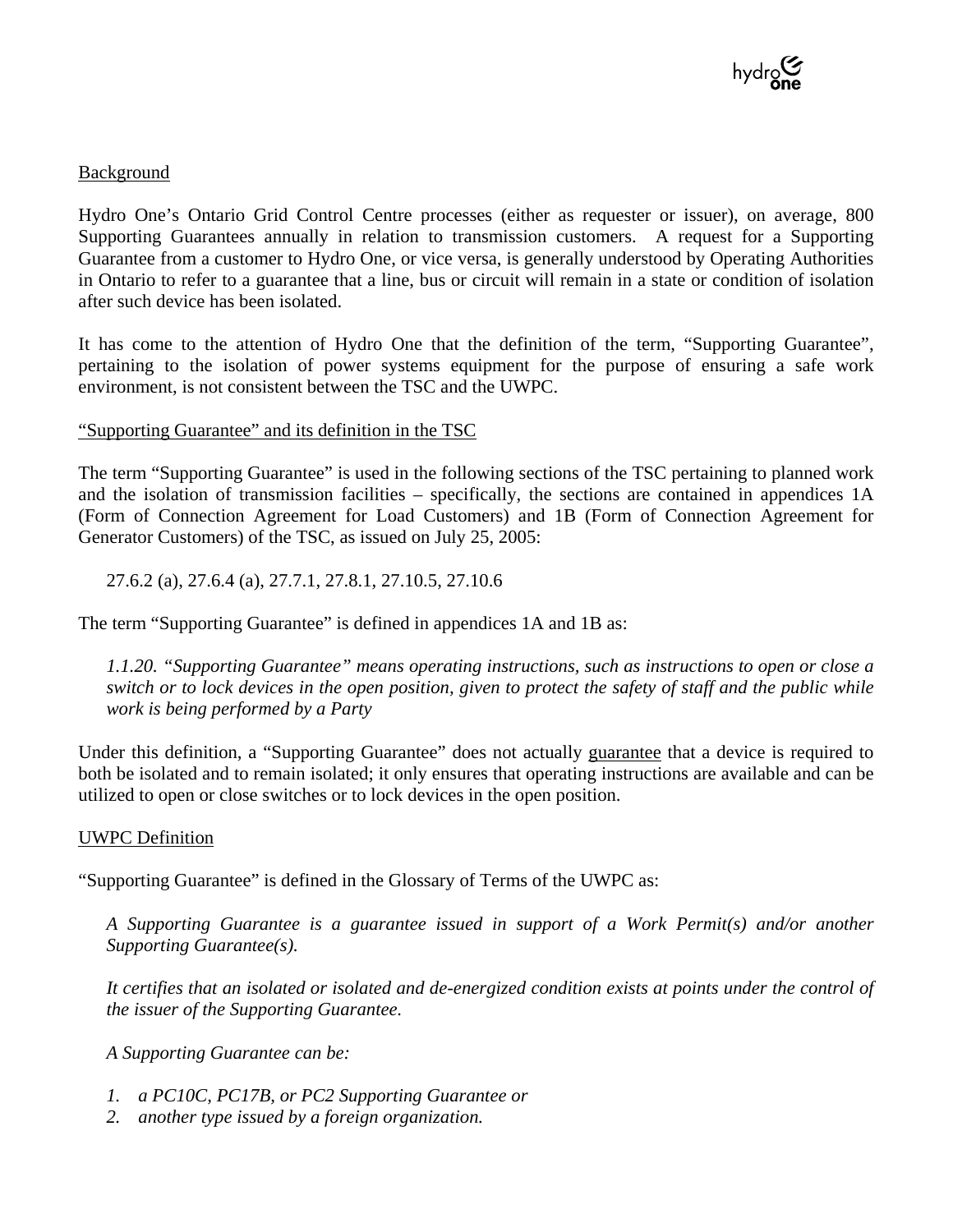<u>Background</u>

Hydro One's Ontario Grid Control Centre processes (either as requester or issuer), on average, 800 Supporting Guarantees annually in relation to transmission customers. A request for a Supporting Guarantee from a customer to Hydro One, or vice versa, is generally understood by Operating Authorities in Ontario to refer to a guarantee that a line, bus or circuit will remain in a state or condition of isolation after such device has been isolated.

It has come to the attention of Hydro One that the definition of the term, "Supporting Guarantee", pertaining to the isolation of power systems equipment for the purpose of ensuring a safe work environment, is not consistent between the TSC and the UWPC.

<u>"Supporting Guarantee" and its definition in the TSC</u>

The term "Supporting Guarantee" is used in the following sections of the TSC pertaining to planned work and the isolation of transmission facilities – specifically, the sections are contained in appendices 1A (Form of Connection Agreement for Load Customers) and 1B (Form of Connection Agreement for Generator Customers) of the TSC, as issued on July 25, 2005:

> 27.6.2 (a), 27.6.4 (a), 27.7.1, 27.8.1, 27.10.5, 27.10.6

The term "Supporting Guarantee" is defined in appendices 1A and 1B as:

> *1.1.20. "Supporting Guarantee" means operating instructions, such as instructions to open or close a switch or to lock devices in the open position, given to protect the safety of staff and the public while work is being performed by a Party*

Under this definition, a "Supporting Guarantee" does not actually <u>guarantee</u> that a device is required to both be isolated and to remain isolated; it only ensures that operating instructions are available and can be utilized to open or close switches or to lock devices in the open position.

<u>UWPC Definition</u>

"Supporting Guarantee" is defined in the Glossary of Terms of the UWPC as:

> *A Supporting Guarantee is a guarantee issued in support of a Work Permit(s) and/or another Supporting Guarantee(s).*
>
> *It certifies that an isolated or isolated and de-energized condition exists at points under the control of the issuer of the Supporting Guarantee.*
>
> *A Supporting Guarantee can be:*
>
> 1. *a PC10C, PC17B, or PC2 Supporting Guarantee or*
> 2. *another type issued by a foreign organization.*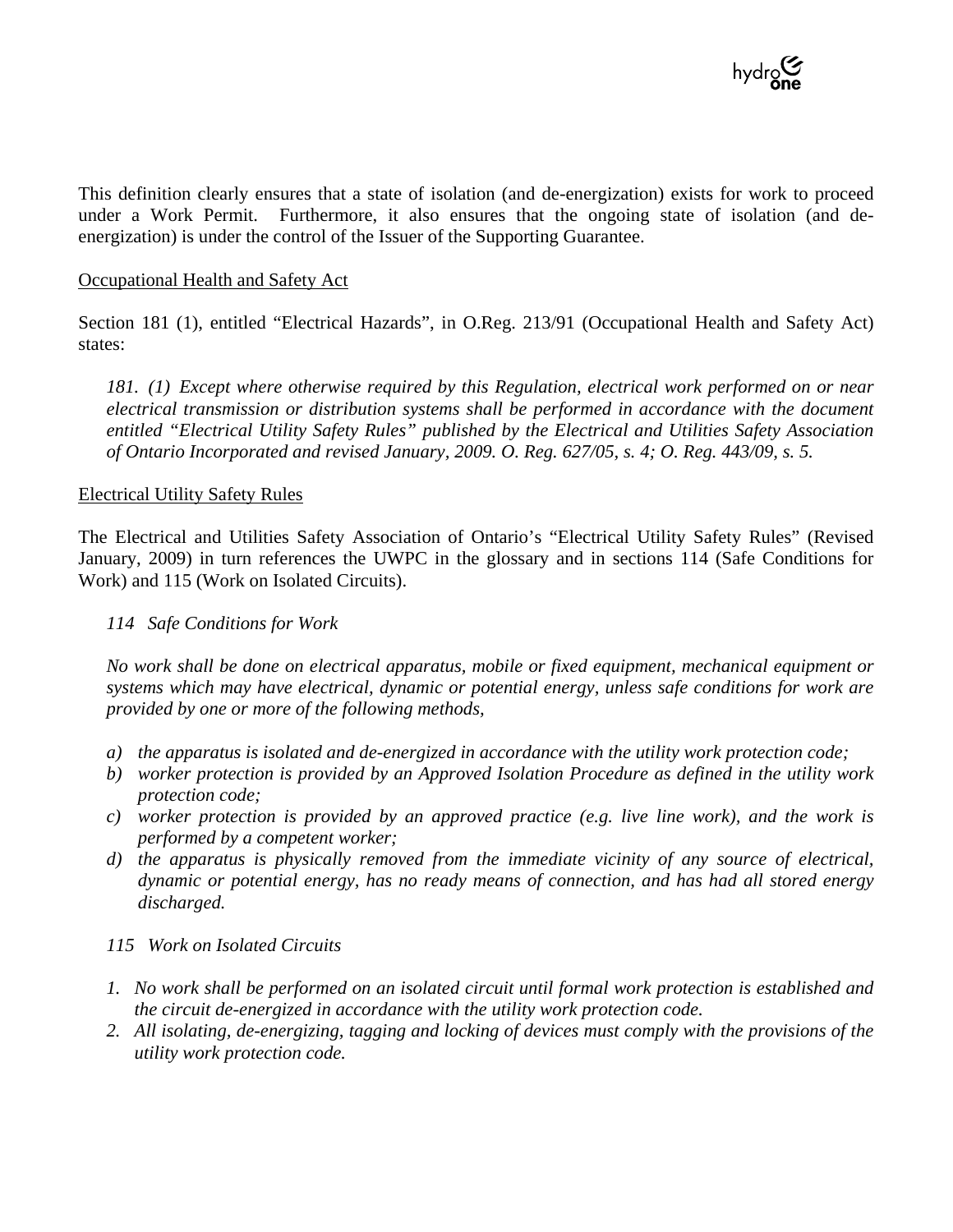This definition clearly ensures that a state of isolation (and de-energization) exists for work to proceed under a Work Permit. Furthermore, it also ensures that the ongoing state of isolation (and de-energization) is under the control of the Issuer of the Supporting Guarantee.

Occupational Health and Safety Act

Section 181 (1), entitled "Electrical Hazards", in O.Reg. 213/91 (Occupational Health and Safety Act) states:

> *181. (1) Except where otherwise required by this Regulation, electrical work performed on or near electrical transmission or distribution systems shall be performed in accordance with the document entitled "Electrical Utility Safety Rules" published by the Electrical and Utilities Safety Association of Ontario Incorporated and revised January, 2009. O. Reg. 627/05, s. 4; O. Reg. 443/09, s. 5.*

Electrical Utility Safety Rules

The Electrical and Utilities Safety Association of Ontario's "Electrical Utility Safety Rules" (Revised January, 2009) in turn references the UWPC in the glossary and in sections 114 (Safe Conditions for Work) and 115 (Work on Isolated Circuits).

*114 Safe Conditions for Work*

*No work shall be done on electrical apparatus, mobile or fixed equipment, mechanical equipment or systems which may have electrical, dynamic or potential energy, unless safe conditions for work are provided by one or more of the following methods,*

- *a) the apparatus is isolated and de-energized in accordance with the utility work protection code;*
- *b) worker protection is provided by an Approved Isolation Procedure as defined in the utility work protection code;*
- *c) worker protection is provided by an approved practice (e.g. live line work), and the work is performed by a competent worker;*
- *d) the apparatus is physically removed from the immediate vicinity of any source of electrical, dynamic or potential energy, has no ready means of connection, and has had all stored energy discharged.*

*115 Work on Isolated Circuits*

1. *No work shall be performed on an isolated circuit until formal work protection is established and the circuit de-energized in accordance with the utility work protection code.*
2. *All isolating, de-energizing, tagging and locking of devices must comply with the provisions of the utility work protection code.*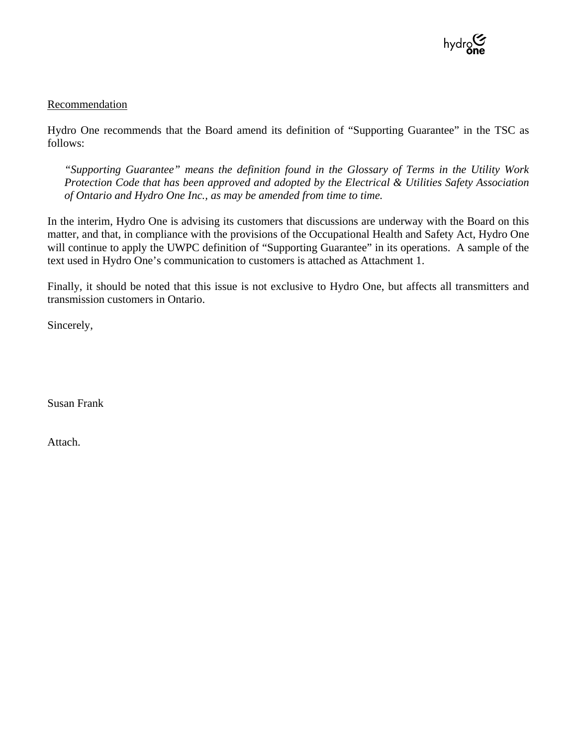<u>Recommendation</u>

Hydro One recommends that the Board amend its definition of "Supporting Guarantee" in the TSC as follows:

> *"Supporting Guarantee" means the definition found in the Glossary of Terms in the Utility Work Protection Code that has been approved and adopted by the Electrical & Utilities Safety Association of Ontario and Hydro One Inc., as may be amended from time to time.*

In the interim, Hydro One is advising its customers that discussions are underway with the Board on this matter, and that, in compliance with the provisions of the Occupational Health and Safety Act, Hydro One will continue to apply the UWPC definition of "Supporting Guarantee" in its operations. A sample of the text used in Hydro One's communication to customers is attached as Attachment 1.

Finally, it should be noted that this issue is not exclusive to Hydro One, but affects all transmitters and transmission customers in Ontario.

Sincerely,

Susan Frank

Attach.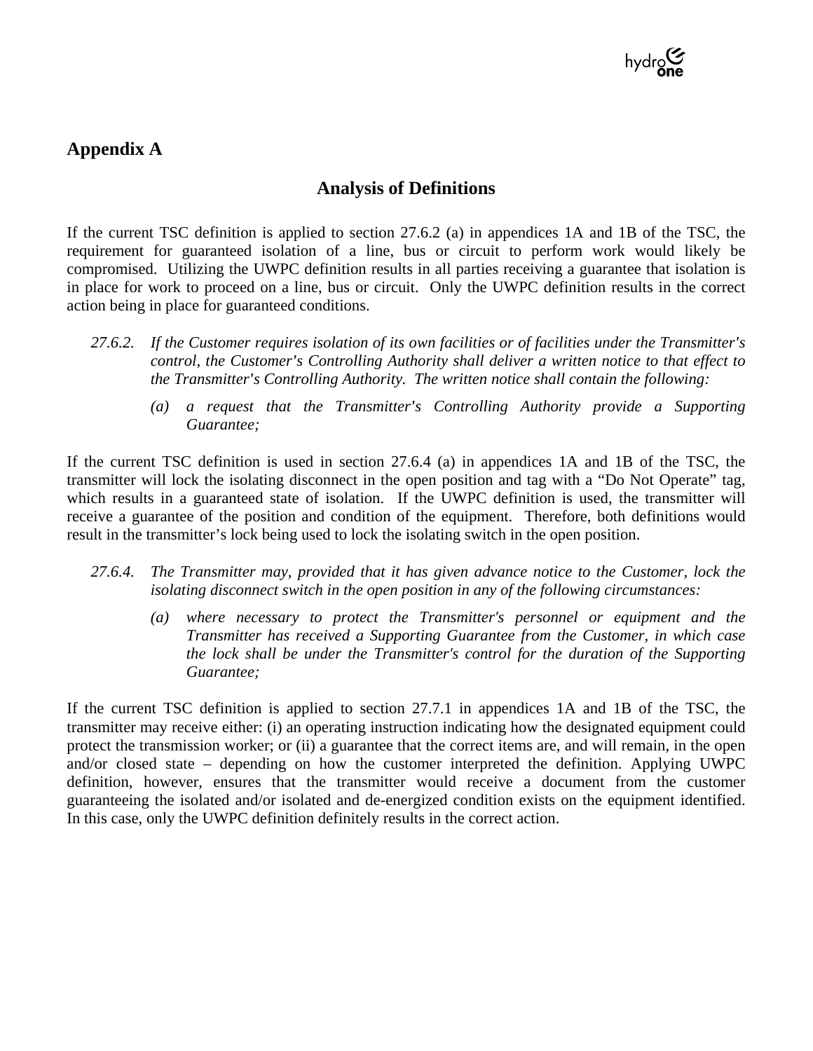# Appendix A

## Analysis of Definitions

If the current TSC definition is applied to section 27.6.2 (a) in appendices 1A and 1B of the TSC, the requirement for guaranteed isolation of a line, bus or circuit to perform work would likely be compromised. Utilizing the UWPC definition results in all parties receiving a guarantee that isolation is in place for work to proceed on a line, bus or circuit. Only the UWPC definition results in the correct action being in place for guaranteed conditions.

> *27.6.2. If the Customer requires isolation of its own facilities or of facilities under the Transmitter's control, the Customer's Controlling Authority shall deliver a written notice to that effect to the Transmitter's Controlling Authority. The written notice shall contain the following:*
>
> *(a) a request that the Transmitter's Controlling Authority provide a Supporting Guarantee;*

If the current TSC definition is used in section 27.6.4 (a) in appendices 1A and 1B of the TSC, the transmitter will lock the isolating disconnect in the open position and tag with a "Do Not Operate" tag, which results in a guaranteed state of isolation. If the UWPC definition is used, the transmitter will receive a guarantee of the position and condition of the equipment. Therefore, both definitions would result in the transmitter's lock being used to lock the isolating switch in the open position.

> *27.6.4. The Transmitter may, provided that it has given advance notice to the Customer, lock the isolating disconnect switch in the open position in any of the following circumstances:*
>
> *(a) where necessary to protect the Transmitter's personnel or equipment and the Transmitter has received a Supporting Guarantee from the Customer, in which case the lock shall be under the Transmitter's control for the duration of the Supporting Guarantee;*

If the current TSC definition is applied to section 27.7.1 in appendices 1A and 1B of the TSC, the transmitter may receive either: (i) an operating instruction indicating how the designated equipment could protect the transmission worker; or (ii) a guarantee that the correct items are, and will remain, in the open and/or closed state – depending on how the customer interpreted the definition. Applying UWPC definition, however, ensures that the transmitter would receive a document from the customer guaranteeing the isolated and/or isolated and de-energized condition exists on the equipment identified. In this case, only the UWPC definition definitely results in the correct action.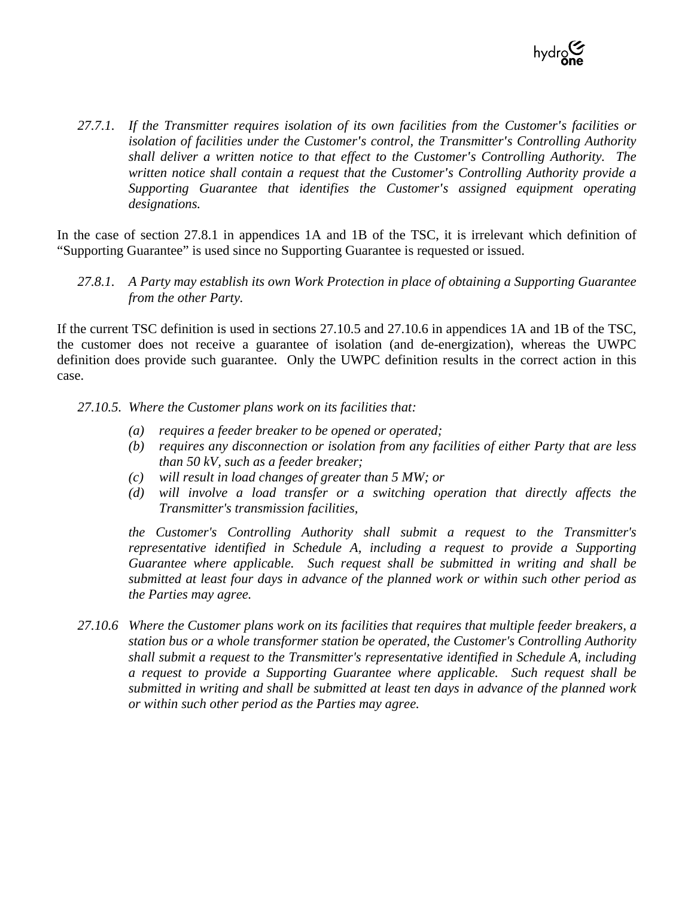*27.7.1. If the Transmitter requires isolation of its own facilities from the Customer's facilities or isolation of facilities under the Customer's control, the Transmitter's Controlling Authority shall deliver a written notice to that effect to the Customer's Controlling Authority. The written notice shall contain a request that the Customer's Controlling Authority provide a Supporting Guarantee that identifies the Customer's assigned equipment operating designations.*

In the case of section 27.8.1 in appendices 1A and 1B of the TSC, it is irrelevant which definition of "Supporting Guarantee" is used since no Supporting Guarantee is requested or issued.

*27.8.1. A Party may establish its own Work Protection in place of obtaining a Supporting Guarantee from the other Party.*

If the current TSC definition is used in sections 27.10.5 and 27.10.6 in appendices 1A and 1B of the TSC, the customer does not receive a guarantee of isolation (and de-energization), whereas the UWPC definition does provide such guarantee. Only the UWPC definition results in the correct action in this case.

*27.10.5. Where the Customer plans work on its facilities that:*

*(a) requires a feeder breaker to be opened or operated;*
*(b) requires any disconnection or isolation from any facilities of either Party that are less than 50 kV, such as a feeder breaker;*
*(c) will result in load changes of greater than 5 MW; or*
*(d) will involve a load transfer or a switching operation that directly affects the Transmitter's transmission facilities,*

*the Customer's Controlling Authority shall submit a request to the Transmitter's representative identified in Schedule A, including a request to provide a Supporting Guarantee where applicable. Such request shall be submitted in writing and shall be submitted at least four days in advance of the planned work or within such other period as the Parties may agree.*

*27.10.6 Where the Customer plans work on its facilities that requires that multiple feeder breakers, a station bus or a whole transformer station be operated, the Customer's Controlling Authority shall submit a request to the Transmitter's representative identified in Schedule A, including a request to provide a Supporting Guarantee where applicable. Such request shall be submitted in writing and shall be submitted at least ten days in advance of the planned work or within such other period as the Parties may agree.*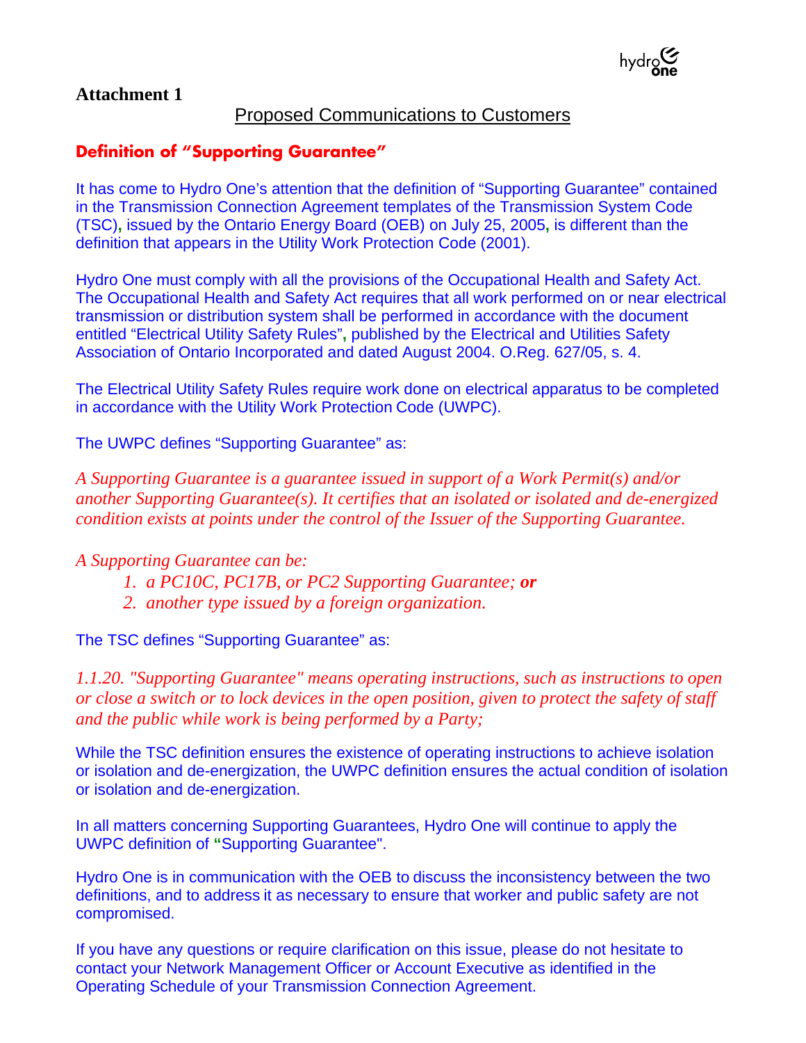**Attachment 1**

## Proposed Communications to Customers

### Definition of "Supporting Guarantee"

It has come to Hydro One's attention that the definition of "Supporting Guarantee" contained in the Transmission Connection Agreement templates of the Transmission System Code (TSC), issued by the Ontario Energy Board (OEB) on July 25, 2005, is different than the definition that appears in the Utility Work Protection Code (2001).

Hydro One must comply with all the provisions of the Occupational Health and Safety Act. The Occupational Health and Safety Act requires that all work performed on or near electrical transmission or distribution system shall be performed in accordance with the document entitled "Electrical Utility Safety Rules", published by the Electrical and Utilities Safety Association of Ontario Incorporated and dated August 2004. O.Reg. 627/05, s. 4.

The Electrical Utility Safety Rules require work done on electrical apparatus to be completed in accordance with the Utility Work Protection Code (UWPC).

The UWPC defines "Supporting Guarantee" as:

*A Supporting Guarantee is a guarantee issued in support of a Work Permit(s) and/or another Supporting Guarantee(s). It certifies that an isolated or isolated and de-energized condition exists at points under the control of the Issuer of the Supporting Guarantee.*

*A Supporting Guarantee can be:*

1. *a PC10C, PC17B, or PC2 Supporting Guarantee;* ***or***
2. *another type issued by a foreign organization.*

The TSC defines "Supporting Guarantee" as:

*1.1.20. "Supporting Guarantee" means operating instructions, such as instructions to open or close a switch or to lock devices in the open position, given to protect the safety of staff and the public while work is being performed by a Party;*

While the TSC definition ensures the existence of operating instructions to achieve isolation or isolation and de-energization, the UWPC definition ensures the actual condition of isolation or isolation and de-energization.

In all matters concerning Supporting Guarantees, Hydro One will continue to apply the UWPC definition of "Supporting Guarantee".

Hydro One is in communication with the OEB to discuss the inconsistency between the two definitions, and to address it as necessary to ensure that worker and public safety are not compromised.

If you have any questions or require clarification on this issue, please do not hesitate to contact your Network Management Officer or Account Executive as identified in the Operating Schedule of your Transmission Connection Agreement.